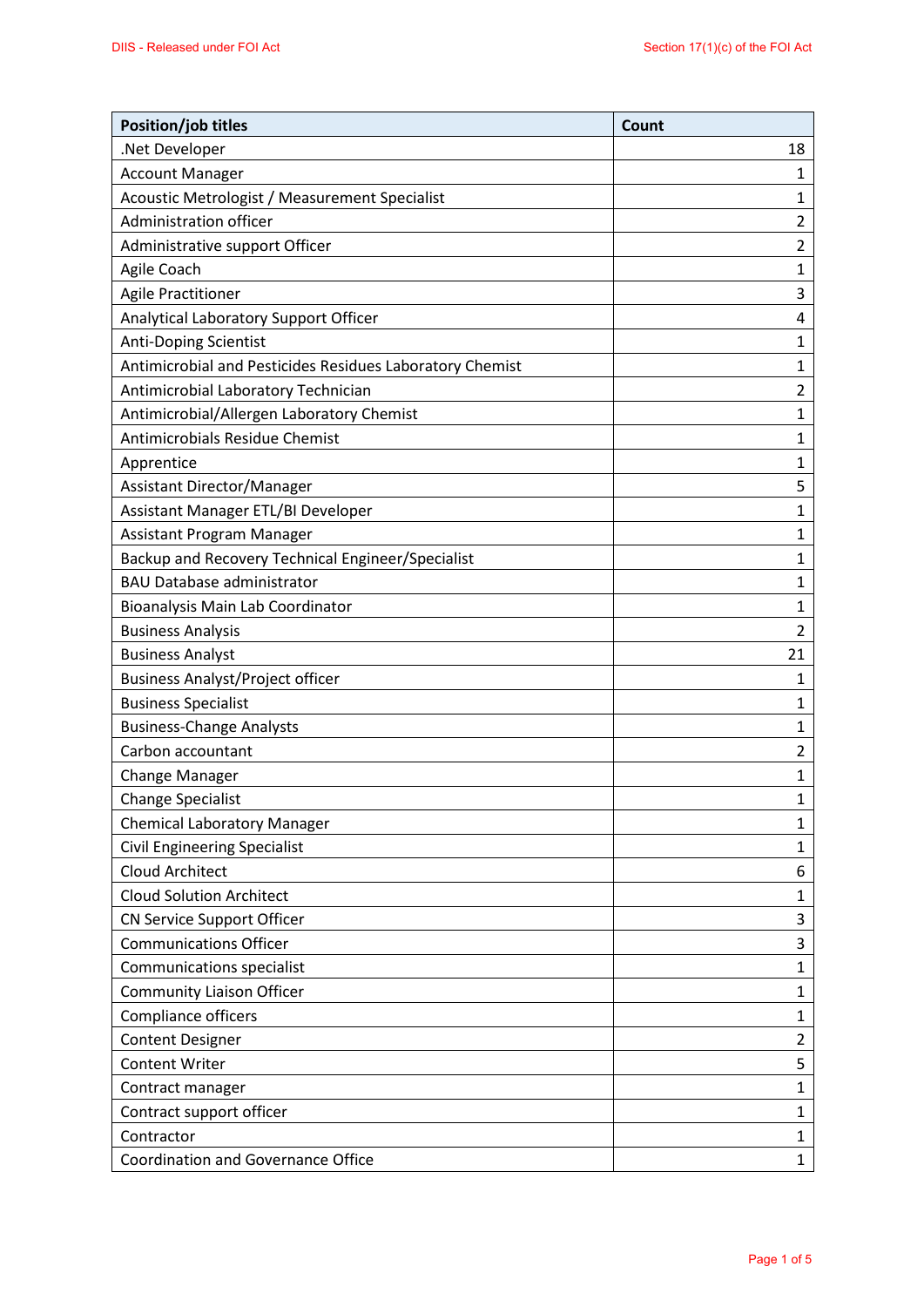| Position/job titles | Count |
|---|---|
| .Net Developer | 18 |
| Account Manager | 1 |
| Acoustic Metrologist / Measurement Specialist | 1 |
| Administration officer | 2 |
| Administrative support Officer | 2 |
| Agile Coach | 1 |
| Agile Practitioner | 3 |
| Analytical Laboratory Support Officer | 4 |
| Anti-Doping Scientist | 1 |
| Antimicrobial and Pesticides Residues Laboratory Chemist | 1 |
| Antimicrobial Laboratory Technician | 2 |
| Antimicrobial/Allergen Laboratory Chemist | 1 |
| Antimicrobials Residue Chemist | 1 |
| Apprentice | 1 |
| Assistant Director/Manager | 5 |
| Assistant Manager ETL/BI Developer | 1 |
| Assistant Program Manager | 1 |
| Backup and Recovery Technical Engineer/Specialist | 1 |
| BAU Database administrator | 1 |
| Bioanalysis Main Lab Coordinator | 1 |
| Business Analysis | 2 |
| Business Analyst | 21 |
| Business Analyst/Project officer | 1 |
| Business Specialist | 1 |
| Business-Change Analysts | 1 |
| Carbon accountant | 2 |
| Change Manager | 1 |
| Change Specialist | 1 |
| Chemical Laboratory Manager | 1 |
| Civil Engineering Specialist | 1 |
| Cloud Architect | 6 |
| Cloud Solution Architect | 1 |
| CN Service Support Officer | 3 |
| Communications Officer | 3 |
| Communications specialist | 1 |
| Community Liaison Officer | 1 |
| Compliance officers | 1 |
| Content Designer | 2 |
| Content Writer | 5 |
| Contract manager | 1 |
| Contract support officer | 1 |
| Contractor | 1 |
| Coordination and Governance Office | 1 |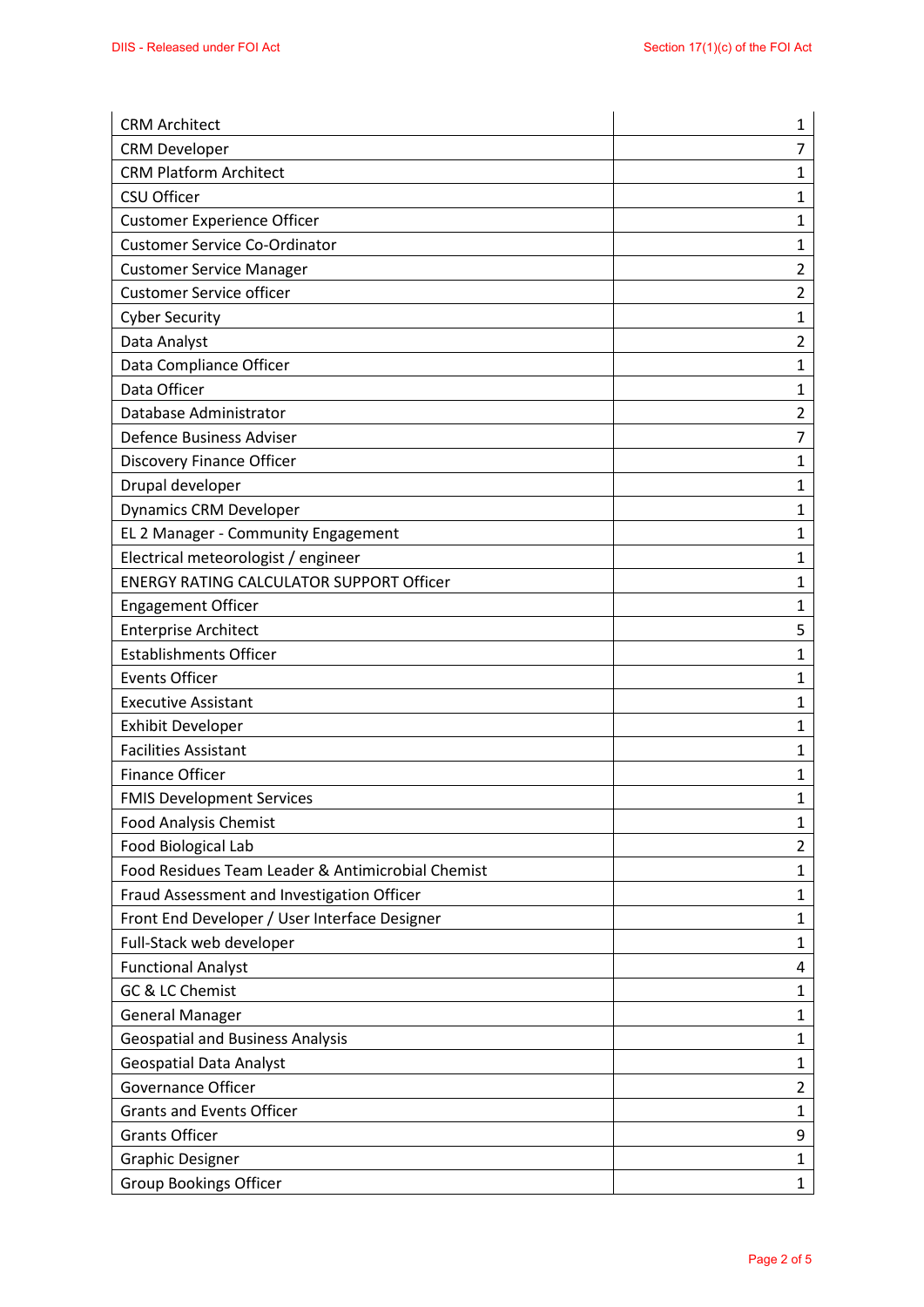| | |
|---|---|
| CRM Architect | 1 |
| CRM Developer | 7 |
| CRM Platform Architect | 1 |
| CSU Officer | 1 |
| Customer Experience Officer | 1 |
| Customer Service Co-Ordinator | 1 |
| Customer Service Manager | 2 |
| Customer Service officer | 2 |
| Cyber Security | 1 |
| Data Analyst | 2 |
| Data Compliance Officer | 1 |
| Data Officer | 1 |
| Database Administrator | 2 |
| Defence Business Adviser | 7 |
| Discovery Finance Officer | 1 |
| Drupal developer | 1 |
| Dynamics CRM Developer | 1 |
| EL 2 Manager - Community Engagement | 1 |
| Electrical meteorologist / engineer | 1 |
| ENERGY RATING CALCULATOR SUPPORT Officer | 1 |
| Engagement Officer | 1 |
| Enterprise Architect | 5 |
| Establishments Officer | 1 |
| Events Officer | 1 |
| Executive Assistant | 1 |
| Exhibit Developer | 1 |
| Facilities Assistant | 1 |
| Finance Officer | 1 |
| FMIS Development Services | 1 |
| Food Analysis Chemist | 1 |
| Food Biological Lab | 2 |
| Food Residues Team Leader & Antimicrobial Chemist | 1 |
| Fraud Assessment and Investigation Officer | 1 |
| Front End Developer / User Interface Designer | 1 |
| Full-Stack web developer | 1 |
| Functional Analyst | 4 |
| GC & LC Chemist | 1 |
| General Manager | 1 |
| Geospatial and Business Analysis | 1 |
| Geospatial Data Analyst | 1 |
| Governance Officer | 2 |
| Grants and Events Officer | 1 |
| Grants Officer | 9 |
| Graphic Designer | 1 |
| Group Bookings Officer | 1 |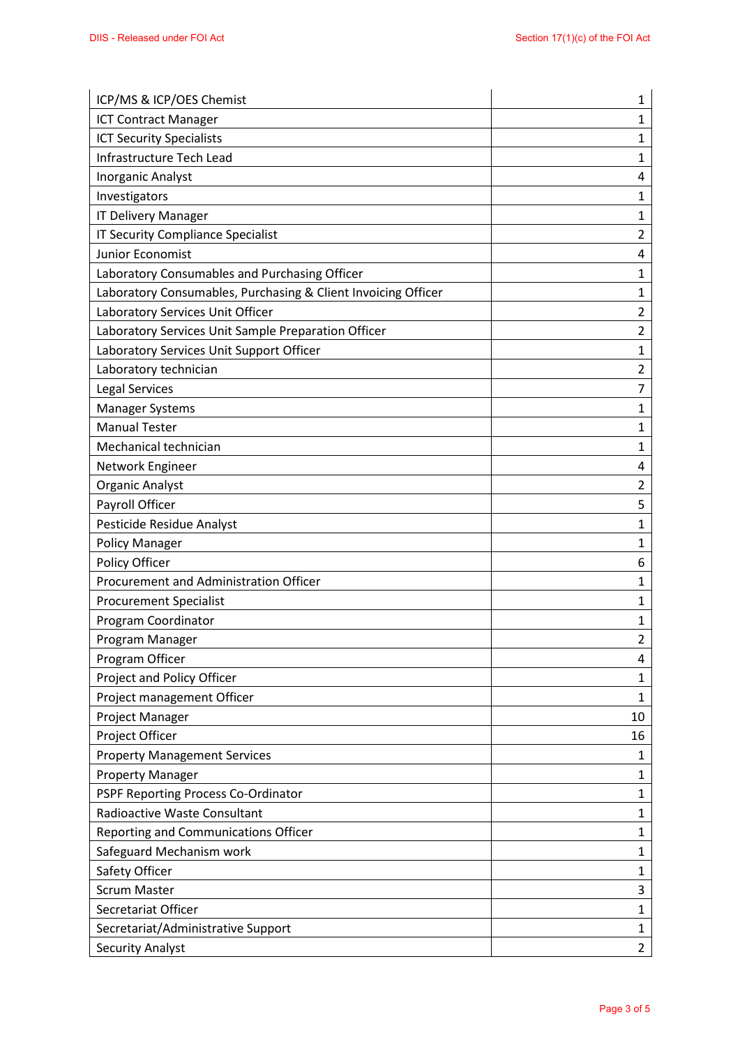| | |
|---|---|
| ICP/MS & ICP/OES Chemist | 1 |
| ICT Contract Manager | 1 |
| ICT Security Specialists | 1 |
| Infrastructure Tech Lead | 1 |
| Inorganic Analyst | 4 |
| Investigators | 1 |
| IT Delivery Manager | 1 |
| IT Security Compliance Specialist | 2 |
| Junior Economist | 4 |
| Laboratory Consumables and Purchasing Officer | 1 |
| Laboratory Consumables, Purchasing & Client Invoicing Officer | 1 |
| Laboratory Services Unit Officer | 2 |
| Laboratory Services Unit Sample Preparation Officer | 2 |
| Laboratory Services Unit Support Officer | 1 |
| Laboratory technician | 2 |
| Legal Services | 7 |
| Manager Systems | 1 |
| Manual Tester | 1 |
| Mechanical technician | 1 |
| Network Engineer | 4 |
| Organic Analyst | 2 |
| Payroll Officer | 5 |
| Pesticide Residue Analyst | 1 |
| Policy Manager | 1 |
| Policy Officer | 6 |
| Procurement and Administration Officer | 1 |
| Procurement Specialist | 1 |
| Program Coordinator | 1 |
| Program Manager | 2 |
| Program Officer | 4 |
| Project and Policy Officer | 1 |
| Project management Officer | 1 |
| Project Manager | 10 |
| Project Officer | 16 |
| Property Management Services | 1 |
| Property Manager | 1 |
| PSPF Reporting Process Co-Ordinator | 1 |
| Radioactive Waste Consultant | 1 |
| Reporting and Communications Officer | 1 |
| Safeguard Mechanism work | 1 |
| Safety Officer | 1 |
| Scrum Master | 3 |
| Secretariat Officer | 1 |
| Secretariat/Administrative Support | 1 |
| Security Analyst | 2 |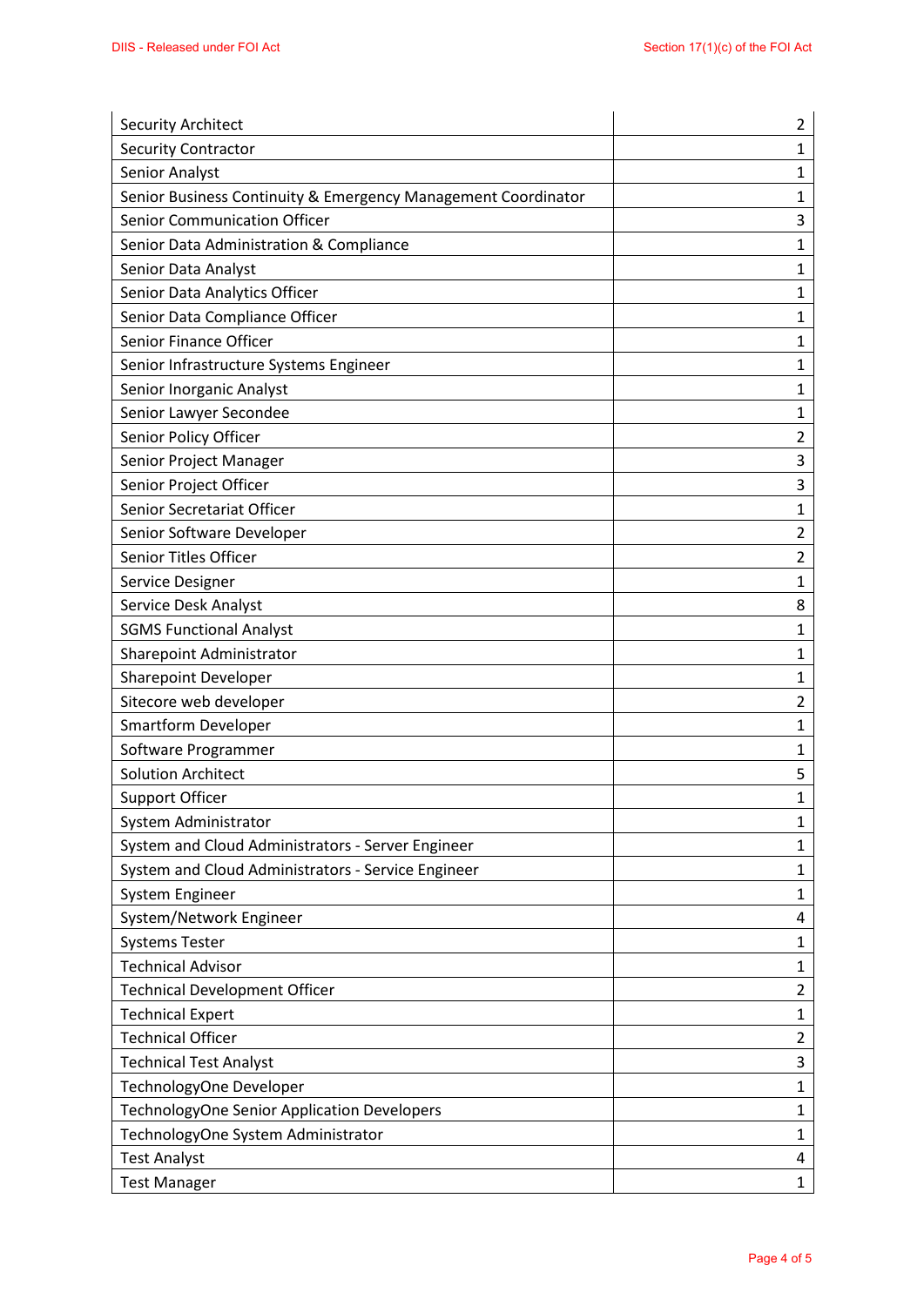| Security Architect | 2 |
|---|---|
| Security Contractor | 1 |
| Senior Analyst | 1 |
| Senior Business Continuity & Emergency Management Coordinator | 1 |
| Senior Communication Officer | 3 |
| Senior Data Administration & Compliance | 1 |
| Senior Data Analyst | 1 |
| Senior Data Analytics Officer | 1 |
| Senior Data Compliance Officer | 1 |
| Senior Finance Officer | 1 |
| Senior Infrastructure Systems Engineer | 1 |
| Senior Inorganic Analyst | 1 |
| Senior Lawyer Secondee | 1 |
| Senior Policy Officer | 2 |
| Senior Project Manager | 3 |
| Senior Project Officer | 3 |
| Senior Secretariat Officer | 1 |
| Senior Software Developer | 2 |
| Senior Titles Officer | 2 |
| Service Designer | 1 |
| Service Desk Analyst | 8 |
| SGMS Functional Analyst | 1 |
| Sharepoint Administrator | 1 |
| Sharepoint Developer | 1 |
| Sitecore web developer | 2 |
| Smartform Developer | 1 |
| Software Programmer | 1 |
| Solution Architect | 5 |
| Support Officer | 1 |
| System Administrator | 1 |
| System and Cloud Administrators - Server Engineer | 1 |
| System and Cloud Administrators - Service Engineer | 1 |
| System Engineer | 1 |
| System/Network Engineer | 4 |
| Systems Tester | 1 |
| Technical Advisor | 1 |
| Technical Development Officer | 2 |
| Technical Expert | 1 |
| Technical Officer | 2 |
| Technical Test Analyst | 3 |
| TechnologyOne Developer | 1 |
| TechnologyOne Senior Application Developers | 1 |
| TechnologyOne System Administrator | 1 |
| Test Analyst | 4 |
| Test Manager | 1 |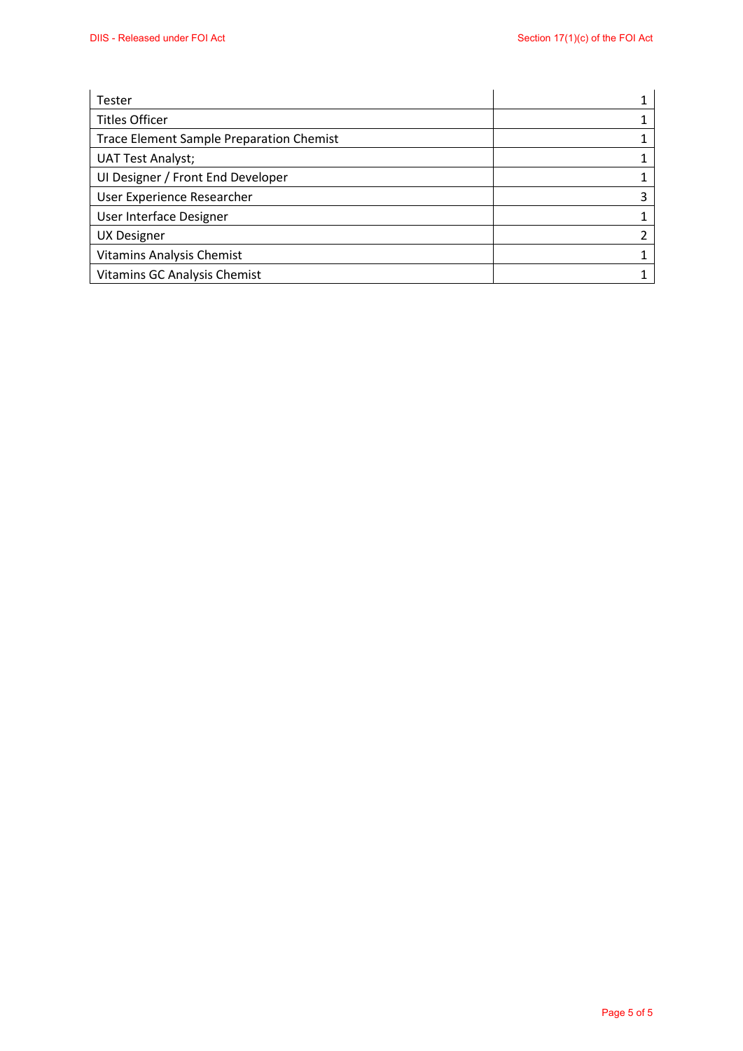| | |
|---|---|
| Tester | 1 |
| Titles Officer | 1 |
| Trace Element Sample Preparation Chemist | 1 |
| UAT Test Analyst; | 1 |
| UI Designer / Front End Developer | 1 |
| User Experience Researcher | 3 |
| User Interface Designer | 1 |
| UX Designer | 2 |
| Vitamins Analysis Chemist | 1 |
| Vitamins GC Analysis Chemist | 1 |